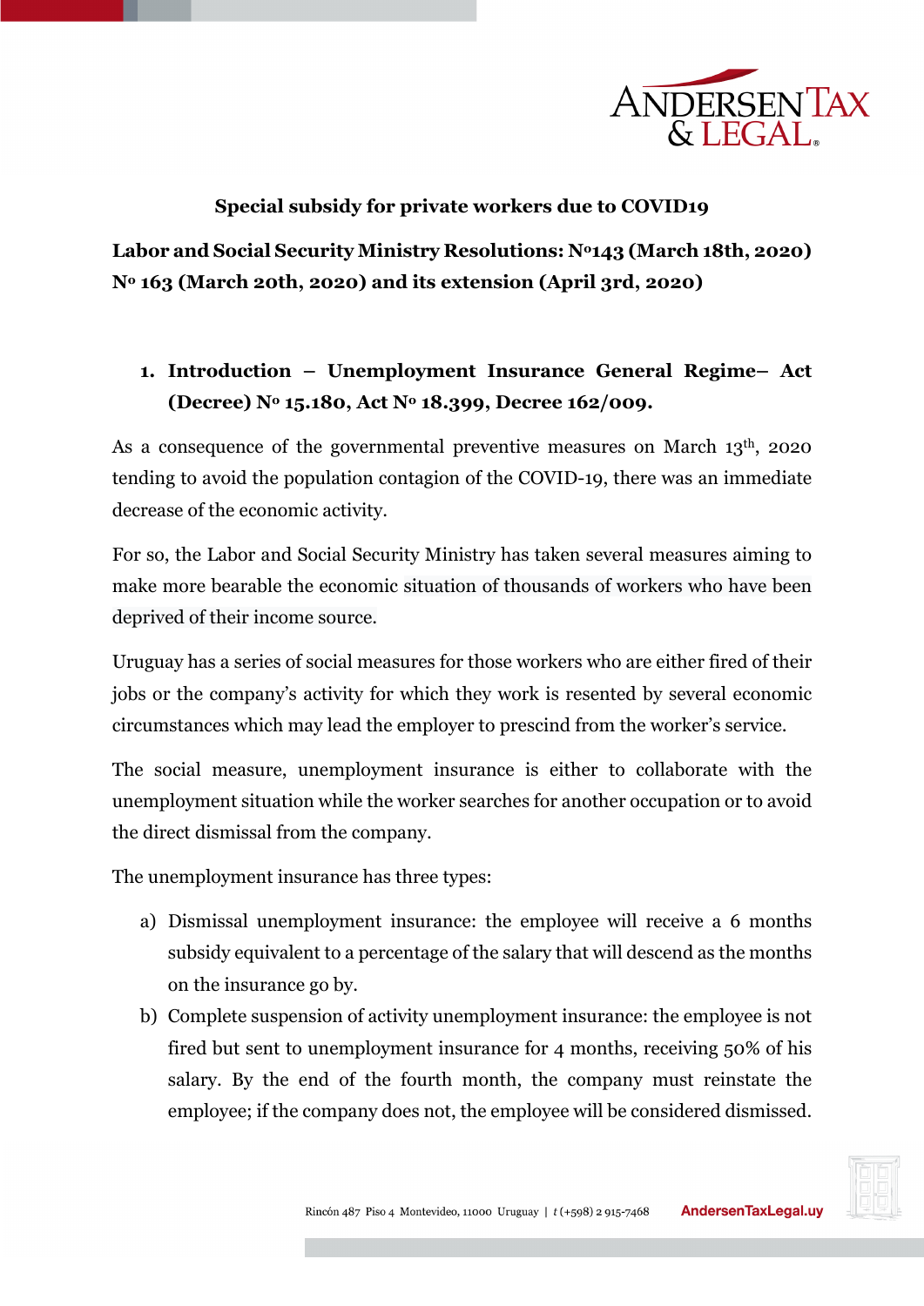**Special subsidy for private workers due to COVID19**

**Labor and Social Security Ministry Resolutions: Nº143 (March 18th, 2020) Nº 163 (March 20th, 2020) and its extension (April 3rd, 2020)**

## 1. Introduction – Unemployment Insurance General Regime– Act (Decree) Nº 15.180, Act Nº 18.399, Decree 162/009.

As a consequence of the governmental preventive measures on March 13th, 2020 tending to avoid the population contagion of the COVID-19, there was an immediate decrease of the economic activity.

For so, the Labor and Social Security Ministry has taken several measures aiming to make more bearable the economic situation of thousands of workers who have been deprived of their income source.

Uruguay has a series of social measures for those workers who are either fired of their jobs or the company's activity for which they work is resented by several economic circumstances which may lead the employer to prescind from the worker's service.

The social measure, unemployment insurance is either to collaborate with the unemployment situation while the worker searches for another occupation or to avoid the direct dismissal from the company.

The unemployment insurance has three types:

a) Dismissal unemployment insurance: the employee will receive a 6 months subsidy equivalent to a percentage of the salary that will descend as the months on the insurance go by.

b) Complete suspension of activity unemployment insurance: the employee is not fired but sent to unemployment insurance for 4 months, receiving 50% of his salary. By the end of the fourth month, the company must reinstate the employee; if the company does not, the employee will be considered dismissed.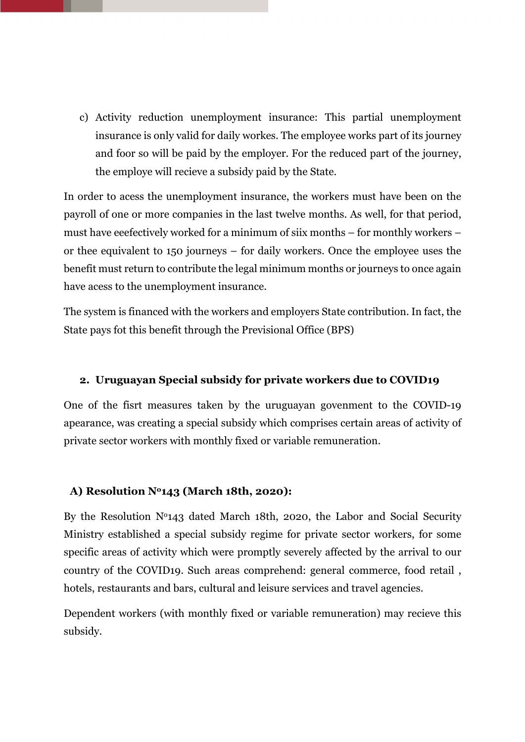c) Activity reduction unemployment insurance: This partial unemployment insurance is only valid for daily workes. The employee works part of its journey and foor so will be paid by the employer. For the reduced part of the journey, the employe will recieve a subsidy paid by the State.

In order to acess the unemployment insurance, the workers must have been on the payroll of one or more companies in the last twelve months. As well, for that period, must have eeefectively worked for a minimum of siix months – for monthly workers – or thee equivalent to 150 journeys – for daily workers. Once the employee uses the benefit must return to contribute the legal minimum months or journeys to once again have acess to the unemployment insurance.

The system is financed with the workers and employers State contribution. In fact, the State pays fot this benefit through the Previsional Office (BPS)

## 2. Uruguayan Special subsidy for private workers due to COVID19

One of the fisrt measures taken by the uruguayan govenment to the COVID-19 apearance, was creating a special subsidy which comprises certain areas of activity of private sector workers with monthly fixed or variable remuneration.

### A) Resolution Nº143 (March 18th, 2020):

By the Resolution Nº143 dated March 18th, 2020, the Labor and Social Security Ministry established a special subsidy regime for private sector workers, for some specific areas of activity which were promptly severely affected by the arrival to our country of the COVID19. Such areas comprehend: general commerce, food retail , hotels, restaurants and bars, cultural and leisure services and travel agencies.

Dependent workers (with monthly fixed or variable remuneration) may recieve this subsidy.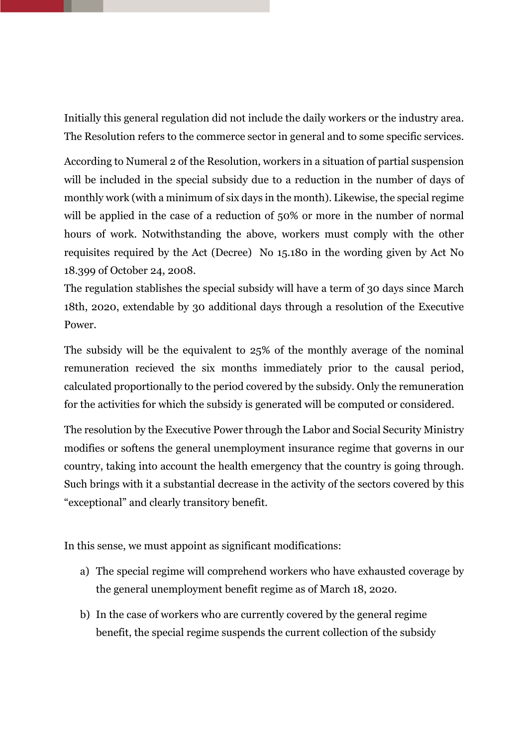Initially this general regulation did not include the daily workers or the industry area. The Resolution refers to the commerce sector in general and to some specific services.

According to Numeral 2 of the Resolution, workers in a situation of partial suspension will be included in the special subsidy due to a reduction in the number of days of monthly work (with a minimum of six days in the month). Likewise, the special regime will be applied in the case of a reduction of 50% or more in the number of normal hours of work. Notwithstanding the above, workers must comply with the other requisites required by the Act (Decree) No 15.180 in the wording given by Act No 18.399 of October 24, 2008.

The regulation stablishes the special subsidy will have a term of 30 days since March 18th, 2020, extendable by 30 additional days through a resolution of the Executive Power.

The subsidy will be the equivalent to 25% of the monthly average of the nominal remuneration recieved the six months immediately prior to the causal period, calculated proportionally to the period covered by the subsidy. Only the remuneration for the activities for which the subsidy is generated will be computed or considered.

The resolution by the Executive Power through the Labor and Social Security Ministry modifies or softens the general unemployment insurance regime that governs in our country, taking into account the health emergency that the country is going through. Such brings with it a substantial decrease in the activity of the sectors covered by this "exceptional" and clearly transitory benefit.

In this sense, we must appoint as significant modifications:

a) The special regime will comprehend workers who have exhausted coverage by the general unemployment benefit regime as of March 18, 2020.

b) In the case of workers who are currently covered by the general regime benefit, the special regime suspends the current collection of the subsidy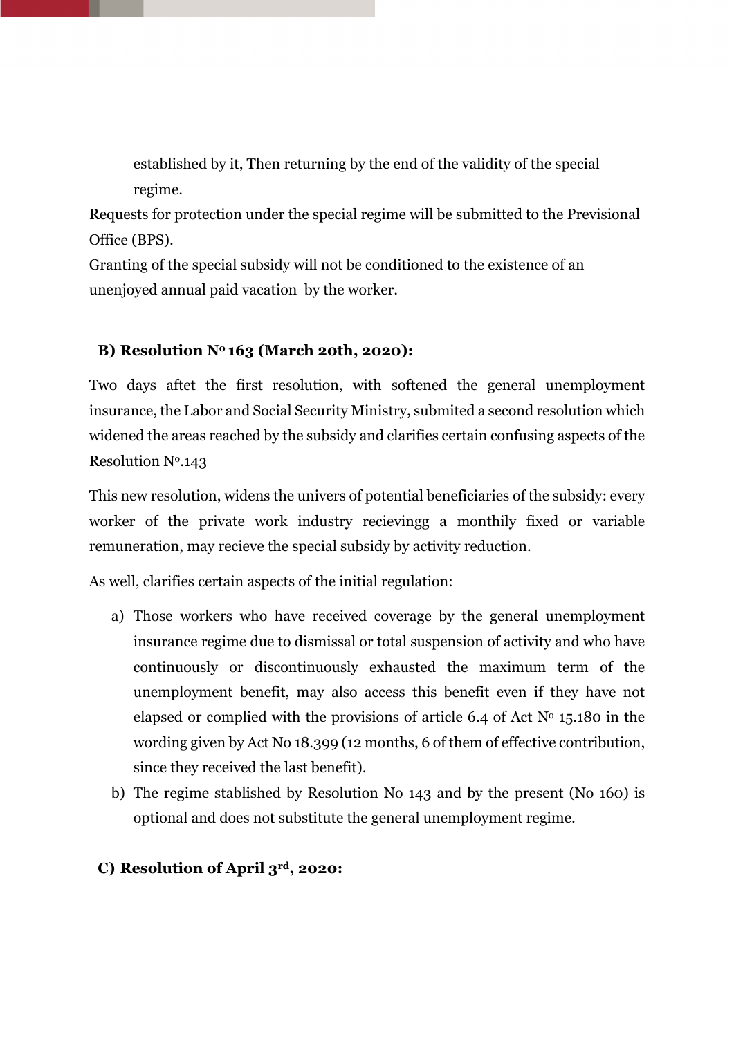established by it, Then returning by the end of the validity of the special regime.

Requests for protection under the special regime will be submitted to the Previsional Office (BPS).

Granting of the special subsidy will not be conditioned to the existence of an unenjoyed annual paid vacation by the worker.

### B) Resolution Nº 163 (March 20th, 2020):

Two days aftet the first resolution, with softened the general unemployment insurance, the Labor and Social Security Ministry, submited a second resolution which widened the areas reached by the subsidy and clarifies certain confusing aspects of the Resolution Nº.143

This new resolution, widens the univers of potential beneficiaries of the subsidy: every worker of the private work industry recievingg a monthly fixed or variable remuneration, may recieve the special subsidy by activity reduction.

As well, clarifies certain aspects of the initial regulation:

a) Those workers who have received coverage by the general unemployment insurance regime due to dismissal or total suspension of activity and who have continuously or discontinuously exhausted the maximum term of the unemployment benefit, may also access this benefit even if they have not elapsed or complied with the provisions of article 6.4 of Act Nº 15.180 in the wording given by Act No 18.399 (12 months, 6 of them of effective contribution, since they received the last benefit).
b) The regime stablished by Resolution No 143 and by the present (No 160) is optional and does not substitute the general unemployment regime.

### C) Resolution of April 3rd, 2020: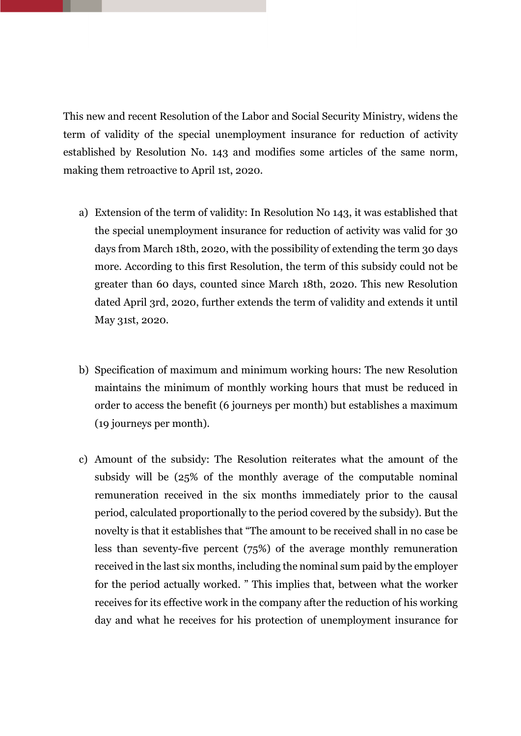This new and recent Resolution of the Labor and Social Security Ministry, widens the term of validity of the special unemployment insurance for reduction of activity established by Resolution No. 143 and modifies some articles of the same norm, making them retroactive to April 1st, 2020.

a) Extension of the term of validity: In Resolution No 143, it was established that the special unemployment insurance for reduction of activity was valid for 30 days from March 18th, 2020, with the possibility of extending the term 30 days more. According to this first Resolution, the term of this subsidy could not be greater than 60 days, counted since March 18th, 2020. This new Resolution dated April 3rd, 2020, further extends the term of validity and extends it until May 31st, 2020.

b) Specification of maximum and minimum working hours: The new Resolution maintains the minimum of monthly working hours that must be reduced in order to access the benefit (6 journeys per month) but establishes a maximum (19 journeys per month).

c) Amount of the subsidy: The Resolution reiterates what the amount of the subsidy will be (25% of the monthly average of the computable nominal remuneration received in the six months immediately prior to the causal period, calculated proportionally to the period covered by the subsidy). But the novelty is that it establishes that "The amount to be received shall in no case be less than seventy-five percent (75%) of the average monthly remuneration received in the last six months, including the nominal sum paid by the employer for the period actually worked. " This implies that, between what the worker receives for its effective work in the company after the reduction of his working day and what he receives for his protection of unemployment insurance for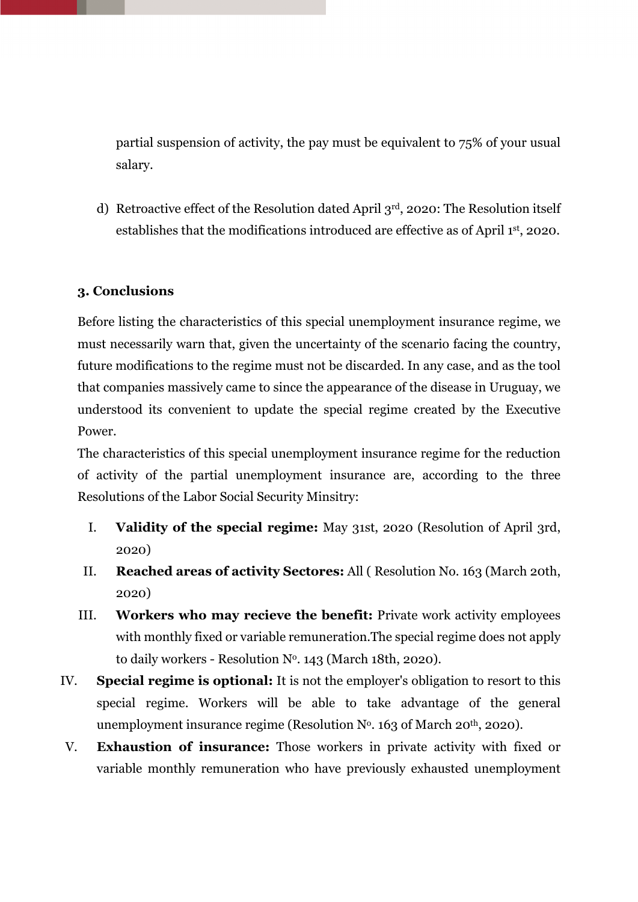partial suspension of activity, the pay must be equivalent to 75% of your usual salary.

d) Retroactive effect of the Resolution dated April 3rd, 2020: The Resolution itself establishes that the modifications introduced are effective as of April 1st, 2020.

### 3. Conclusions

Before listing the characteristics of this special unemployment insurance regime, we must necessarily warn that, given the uncertainty of the scenario facing the country, future modifications to the regime must not be discarded. In any case, and as the tool that companies massively came to since the appearance of the disease in Uruguay, we understood its convenient to update the special regime created by the Executive Power.

The characteristics of this special unemployment insurance regime for the reduction of activity of the partial unemployment insurance are, according to the three Resolutions of the Labor Social Security Minsitry:

I. **Validity of the special regime:** May 31st, 2020 (Resolution of April 3rd, 2020)

II. **Reached areas of activity Sectores:** All ( Resolution No. 163 (March 20th, 2020)

III. **Workers who may recieve the benefit:** Private work activity employees with monthly fixed or variable remuneration.The special regime does not apply to daily workers - Resolution Nº. 143 (March 18th, 2020).

IV. **Special regime is optional:** It is not the employer's obligation to resort to this special regime. Workers will be able to take advantage of the general unemployment insurance regime (Resolution Nº. 163 of March 20th, 2020).

V. **Exhaustion of insurance:** Those workers in private activity with fixed or variable monthly remuneration who have previously exhausted unemployment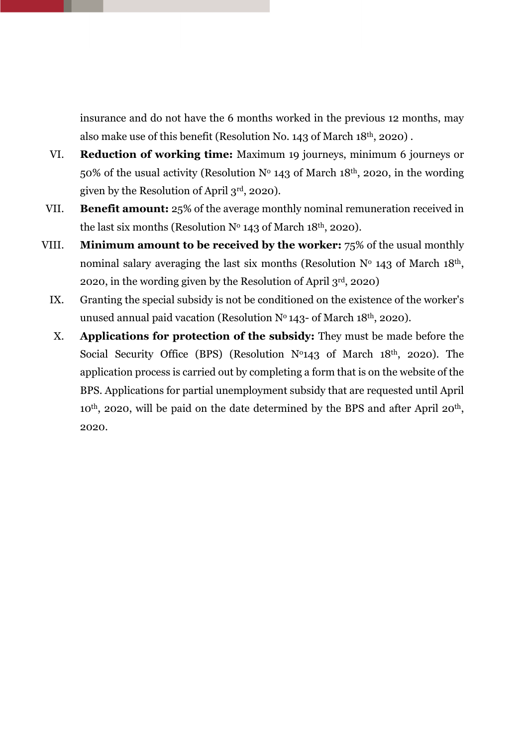insurance and do not have the 6 months worked in the previous 12 months, may also make use of this benefit (Resolution No. 143 of March 18th, 2020) .

VI. **Reduction of working time:** Maximum 19 journeys, minimum 6 journeys or 50% of the usual activity (Resolution Nº 143 of March 18th, 2020, in the wording given by the Resolution of April 3rd, 2020).

VII. **Benefit amount:** 25% of the average monthly nominal remuneration received in the last six months (Resolution Nº 143 of March 18th, 2020).

VIII. **Minimum amount to be received by the worker:** 75% of the usual monthly nominal salary averaging the last six months (Resolution Nº 143 of March 18th, 2020, in the wording given by the Resolution of April 3rd, 2020)

IX. Granting the special subsidy is not be conditioned on the existence of the worker's unused annual paid vacation (Resolution Nº 143- of March 18th, 2020).

X. **Applications for protection of the subsidy:** They must be made before the Social Security Office (BPS) (Resolution Nº143 of March 18th, 2020). The application process is carried out by completing a form that is on the website of the BPS. Applications for partial unemployment subsidy that are requested until April 10th, 2020, will be paid on the date determined by the BPS and after April 20th, 2020.